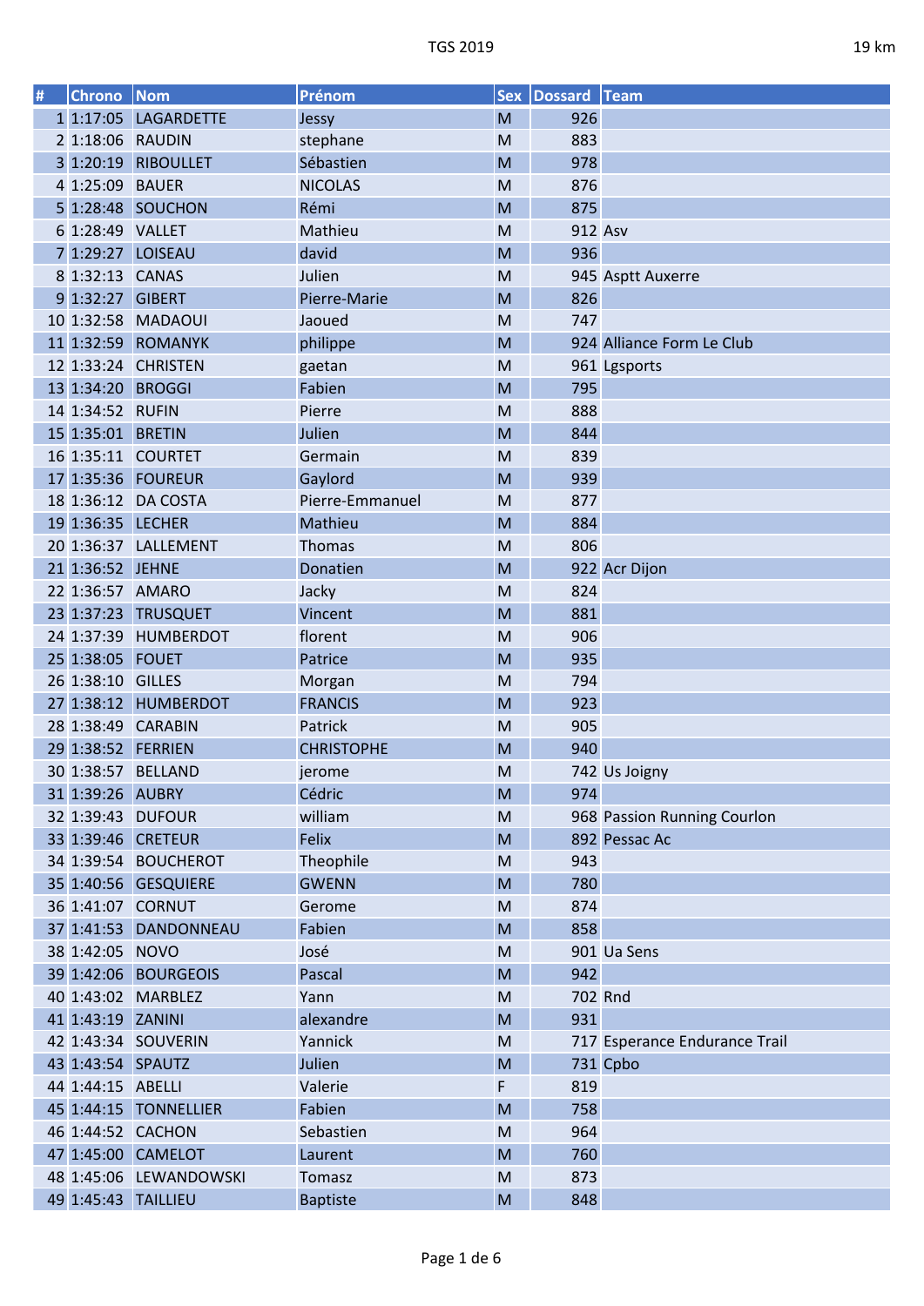TGS 2019 19 km

| # | Chrono | Nom | Prénom | Sex | Dossard | Team |
|---|---|---|---|---|---|---|
| 1 | 1:17:05 | LAGARDETTE | Jessy | M | 926 | |
| 2 | 1:18:06 | RAUDIN | stephane | M | 883 | |
| 3 | 1:20:19 | RIBOULLET | Sébastien | M | 978 | |
| 4 | 1:25:09 | BAUER | NICOLAS | M | 876 | |
| 5 | 1:28:48 | SOUCHON | Rémi | M | 875 | |
| 6 | 1:28:49 | VALLET | Mathieu | M | 912 | Asv |
| 7 | 1:29:27 | LOISEAU | david | M | 936 | |
| 8 | 1:32:13 | CANAS | Julien | M | 945 | Asptt Auxerre |
| 9 | 1:32:27 | GIBERT | Pierre-Marie | M | 826 | |
| 10 | 1:32:58 | MADAOUI | Jaoued | M | 747 | |
| 11 | 1:32:59 | ROMANYK | philippe | M | 924 | Alliance Form Le Club |
| 12 | 1:33:24 | CHRISTEN | gaetan | M | 961 | Lgsports |
| 13 | 1:34:20 | BROGGI | Fabien | M | 795 | |
| 14 | 1:34:52 | RUFIN | Pierre | M | 888 | |
| 15 | 1:35:01 | BRETIN | Julien | M | 844 | |
| 16 | 1:35:11 | COURTET | Germain | M | 839 | |
| 17 | 1:35:36 | FOUREUR | Gaylord | M | 939 | |
| 18 | 1:36:12 | DA COSTA | Pierre-Emmanuel | M | 877 | |
| 19 | 1:36:35 | LECHER | Mathieu | M | 884 | |
| 20 | 1:36:37 | LALLEMENT | Thomas | M | 806 | |
| 21 | 1:36:52 | JEHNE | Donatien | M | 922 | Acr Dijon |
| 22 | 1:36:57 | AMARO | Jacky | M | 824 | |
| 23 | 1:37:23 | TRUSQUET | Vincent | M | 881 | |
| 24 | 1:37:39 | HUMBERDOT | florent | M | 906 | |
| 25 | 1:38:05 | FOUET | Patrice | M | 935 | |
| 26 | 1:38:10 | GILLES | Morgan | M | 794 | |
| 27 | 1:38:12 | HUMBERDOT | FRANCIS | M | 923 | |
| 28 | 1:38:49 | CARABIN | Patrick | M | 905 | |
| 29 | 1:38:52 | FERRIEN | CHRISTOPHE | M | 940 | |
| 30 | 1:38:57 | BELLAND | jerome | M | 742 | Us Joigny |
| 31 | 1:39:26 | AUBRY | Cédric | M | 974 | |
| 32 | 1:39:43 | DUFOUR | william | M | 968 | Passion Running Courlon |
| 33 | 1:39:46 | CRETEUR | Felix | M | 892 | Pessac Ac |
| 34 | 1:39:54 | BOUCHEROT | Theophile | M | 943 | |
| 35 | 1:40:56 | GESQUIERE | GWENN | M | 780 | |
| 36 | 1:41:07 | CORNUT | Gerome | M | 874 | |
| 37 | 1:41:53 | DANDONNEAU | Fabien | M | 858 | |
| 38 | 1:42:05 | NOVO | José | M | 901 | Ua Sens |
| 39 | 1:42:06 | BOURGEOIS | Pascal | M | 942 | |
| 40 | 1:43:02 | MARBLEZ | Yann | M | 702 | Rnd |
| 41 | 1:43:19 | ZANINI | alexandre | M | 931 | |
| 42 | 1:43:34 | SOUVERIN | Yannick | M | 717 | Esperance Endurance Trail |
| 43 | 1:43:54 | SPAUTZ | Julien | M | 731 | Cpbo |
| 44 | 1:44:15 | ABELLI | Valerie | F | 819 | |
| 45 | 1:44:15 | TONNELLIER | Fabien | M | 758 | |
| 46 | 1:44:52 | CACHON | Sebastien | M | 964 | |
| 47 | 1:45:00 | CAMELOT | Laurent | M | 760 | |
| 48 | 1:45:06 | LEWANDOWSKI | Tomasz | M | 873 | |
| 49 | 1:45:43 | TAILLIEU | Baptiste | M | 848 | |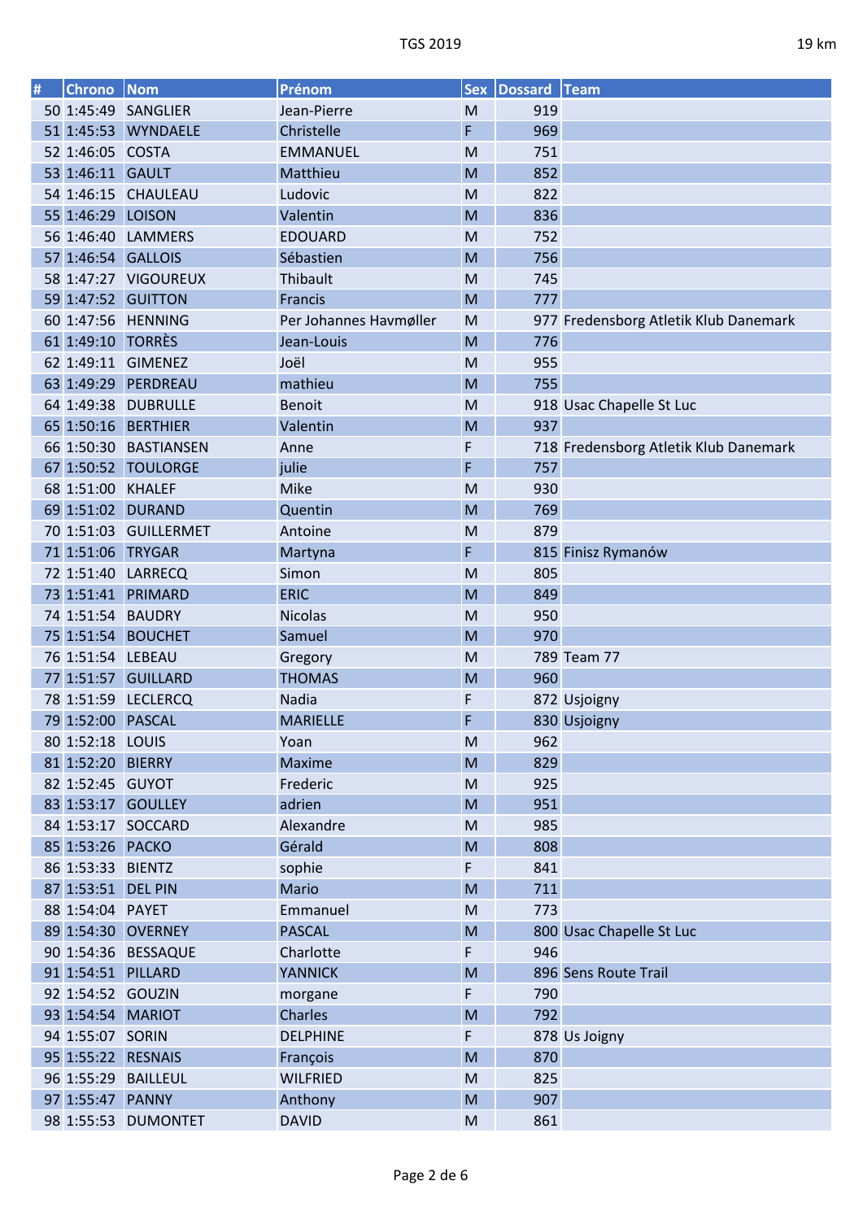| # | Chrono | Nom | Prénom | Sex | Dossard | Team |
|---|---|---|---|---|---|---|
| 50 | 1:45:49 | SANGLIER | Jean-Pierre | M | 919 | |
| 51 | 1:45:53 | WYNDAELE | Christelle | F | 969 | |
| 52 | 1:46:05 | COSTA | EMMANUEL | M | 751 | |
| 53 | 1:46:11 | GAULT | Matthieu | M | 852 | |
| 54 | 1:46:15 | CHAULEAU | Ludovic | M | 822 | |
| 55 | 1:46:29 | LOISON | Valentin | M | 836 | |
| 56 | 1:46:40 | LAMMERS | EDOUARD | M | 752 | |
| 57 | 1:46:54 | GALLOIS | Sébastien | M | 756 | |
| 58 | 1:47:27 | VIGOUREUX | Thibault | M | 745 | |
| 59 | 1:47:52 | GUITTON | Francis | M | 777 | |
| 60 | 1:47:56 | HENNING | Per Johannes Havmøller | M | 977 | Fredensborg Atletik Klub Danemark |
| 61 | 1:49:10 | TORRÈS | Jean-Louis | M | 776 | |
| 62 | 1:49:11 | GIMENEZ | Joël | M | 955 | |
| 63 | 1:49:29 | PERDREAU | mathieu | M | 755 | |
| 64 | 1:49:38 | DUBRULLE | Benoit | M | 918 | Usac Chapelle St Luc |
| 65 | 1:50:16 | BERTHIER | Valentin | M | 937 | |
| 66 | 1:50:30 | BASTIANSEN | Anne | F | 718 | Fredensborg Atletik Klub Danemark |
| 67 | 1:50:52 | TOULORGE | julie | F | 757 | |
| 68 | 1:51:00 | KHALEF | Mike | M | 930 | |
| 69 | 1:51:02 | DURAND | Quentin | M | 769 | |
| 70 | 1:51:03 | GUILLERMET | Antoine | M | 879 | |
| 71 | 1:51:06 | TRYGAR | Martyna | F | 815 | Finisz Rymanów |
| 72 | 1:51:40 | LARRECQ | Simon | M | 805 | |
| 73 | 1:51:41 | PRIMARD | ERIC | M | 849 | |
| 74 | 1:51:54 | BAUDRY | Nicolas | M | 950 | |
| 75 | 1:51:54 | BOUCHET | Samuel | M | 970 | |
| 76 | 1:51:54 | LEBEAU | Gregory | M | 789 | Team 77 |
| 77 | 1:51:57 | GUILLARD | THOMAS | M | 960 | |
| 78 | 1:51:59 | LECLERCQ | Nadia | F | 872 | Usjoigny |
| 79 | 1:52:00 | PASCAL | MARIELLE | F | 830 | Usjoigny |
| 80 | 1:52:18 | LOUIS | Yoan | M | 962 | |
| 81 | 1:52:20 | BIERRY | Maxime | M | 829 | |
| 82 | 1:52:45 | GUYOT | Frederic | M | 925 | |
| 83 | 1:53:17 | GOULLEY | adrien | M | 951 | |
| 84 | 1:53:17 | SOCCARD | Alexandre | M | 985 | |
| 85 | 1:53:26 | PACKO | Gérald | M | 808 | |
| 86 | 1:53:33 | BIENTZ | sophie | F | 841 | |
| 87 | 1:53:51 | DEL PIN | Mario | M | 711 | |
| 88 | 1:54:04 | PAYET | Emmanuel | M | 773 | |
| 89 | 1:54:30 | OVERNEY | PASCAL | M | 800 | Usac Chapelle St Luc |
| 90 | 1:54:36 | BESSAQUE | Charlotte | F | 946 | |
| 91 | 1:54:51 | PILLARD | YANNICK | M | 896 | Sens Route Trail |
| 92 | 1:54:52 | GOUZIN | morgane | F | 790 | |
| 93 | 1:54:54 | MARIOT | Charles | M | 792 | |
| 94 | 1:55:07 | SORIN | DELPHINE | F | 878 | Us Joigny |
| 95 | 1:55:22 | RESNAIS | François | M | 870 | |
| 96 | 1:55:29 | BAILLEUL | WILFRIED | M | 825 | |
| 97 | 1:55:47 | PANNY | Anthony | M | 907 | |
| 98 | 1:55:53 | DUMONTET | DAVID | M | 861 | |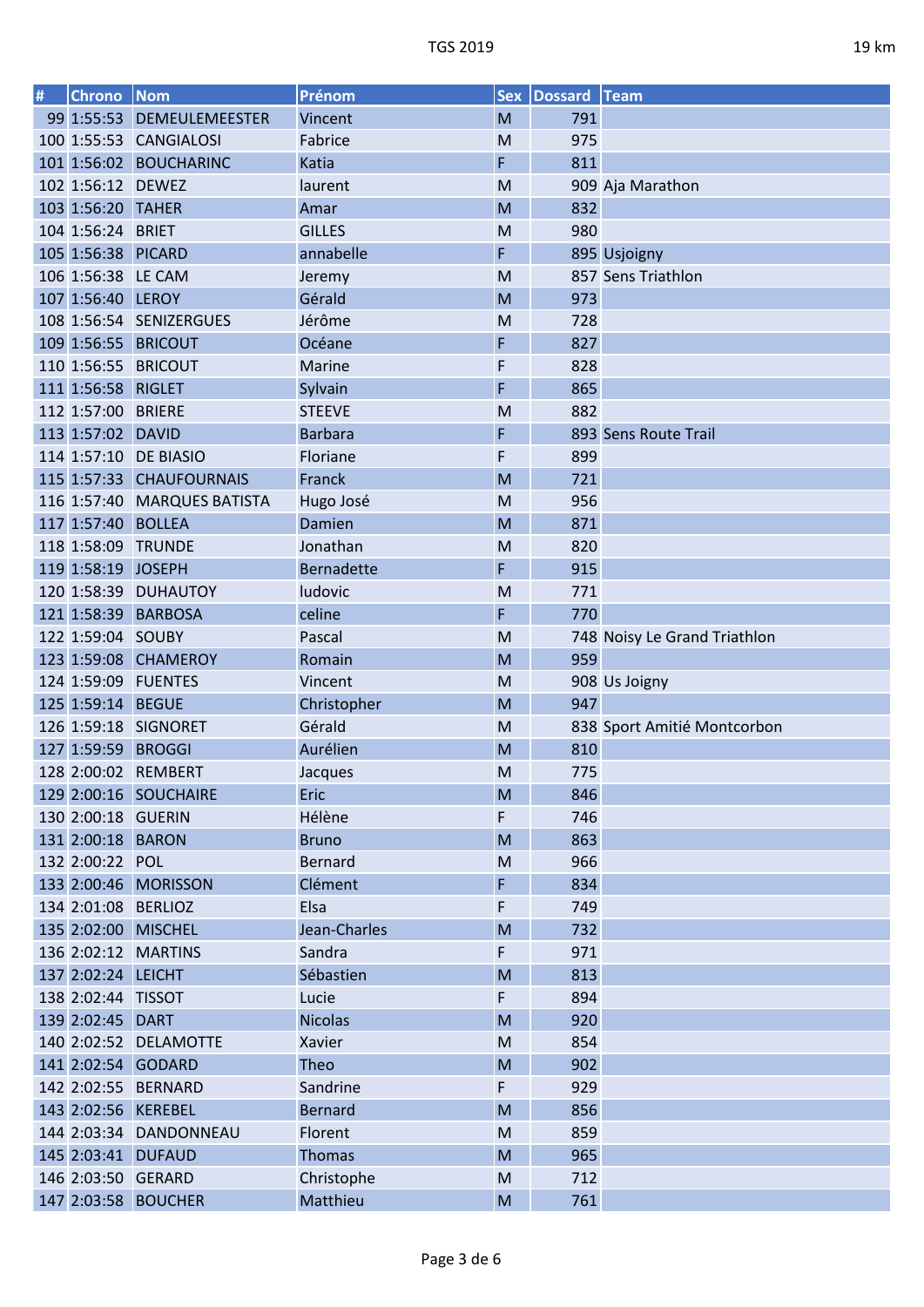| # | Chrono | Nom | Prénom | Sex | Dossard | Team |
|---|---|---|---|---|---|---|
| 99 | 1:55:53 | DEMEULEMEESTER | Vincent | M | 791 | |
| 100 | 1:55:53 | CANGIALOSI | Fabrice | M | 975 | |
| 101 | 1:56:02 | BOUCHARINC | Katia | F | 811 | |
| 102 | 1:56:12 | DEWEZ | laurent | M | 909 | Aja Marathon |
| 103 | 1:56:20 | TAHER | Amar | M | 832 | |
| 104 | 1:56:24 | BRIET | GILLES | M | 980 | |
| 105 | 1:56:38 | PICARD | annabelle | F | 895 | Usjoigny |
| 106 | 1:56:38 | LE CAM | Jeremy | M | 857 | Sens Triathlon |
| 107 | 1:56:40 | LEROY | Gérald | M | 973 | |
| 108 | 1:56:54 | SENIZERGUES | Jérôme | M | 728 | |
| 109 | 1:56:55 | BRICOUT | Océane | F | 827 | |
| 110 | 1:56:55 | BRICOUT | Marine | F | 828 | |
| 111 | 1:56:58 | RIGLET | Sylvain | F | 865 | |
| 112 | 1:57:00 | BRIERE | STEEVE | M | 882 | |
| 113 | 1:57:02 | DAVID | Barbara | F | 893 | Sens Route Trail |
| 114 | 1:57:10 | DE BIASIO | Floriane | F | 899 | |
| 115 | 1:57:33 | CHAUFOURNAIS | Franck | M | 721 | |
| 116 | 1:57:40 | MARQUES BATISTA | Hugo José | M | 956 | |
| 117 | 1:57:40 | BOLLEA | Damien | M | 871 | |
| 118 | 1:58:09 | TRUNDE | Jonathan | M | 820 | |
| 119 | 1:58:19 | JOSEPH | Bernadette | F | 915 | |
| 120 | 1:58:39 | DUHAUTOY | ludovic | M | 771 | |
| 121 | 1:58:39 | BARBOSA | celine | F | 770 | |
| 122 | 1:59:04 | SOUBY | Pascal | M | 748 | Noisy Le Grand Triathlon |
| 123 | 1:59:08 | CHAMEROY | Romain | M | 959 | |
| 124 | 1:59:09 | FUENTES | Vincent | M | 908 | Us Joigny |
| 125 | 1:59:14 | BEGUE | Christopher | M | 947 | |
| 126 | 1:59:18 | SIGNORET | Gérald | M | 838 | Sport Amitié Montcorbon |
| 127 | 1:59:59 | BROGGI | Aurélien | M | 810 | |
| 128 | 2:00:02 | REMBERT | Jacques | M | 775 | |
| 129 | 2:00:16 | SOUCHAIRE | Eric | M | 846 | |
| 130 | 2:00:18 | GUERIN | Hélène | F | 746 | |
| 131 | 2:00:18 | BARON | Bruno | M | 863 | |
| 132 | 2:00:22 | POL | Bernard | M | 966 | |
| 133 | 2:00:46 | MORISSON | Clément | F | 834 | |
| 134 | 2:01:08 | BERLIOZ | Elsa | F | 749 | |
| 135 | 2:02:00 | MISCHEL | Jean-Charles | M | 732 | |
| 136 | 2:02:12 | MARTINS | Sandra | F | 971 | |
| 137 | 2:02:24 | LEICHT | Sébastien | M | 813 | |
| 138 | 2:02:44 | TISSOT | Lucie | F | 894 | |
| 139 | 2:02:45 | DART | Nicolas | M | 920 | |
| 140 | 2:02:52 | DELAMOTTE | Xavier | M | 854 | |
| 141 | 2:02:54 | GODARD | Theo | M | 902 | |
| 142 | 2:02:55 | BERNARD | Sandrine | F | 929 | |
| 143 | 2:02:56 | KEREBEL | Bernard | M | 856 | |
| 144 | 2:03:34 | DANDONNEAU | Florent | M | 859 | |
| 145 | 2:03:41 | DUFAUD | Thomas | M | 965 | |
| 146 | 2:03:50 | GERARD | Christophe | M | 712 | |
| 147 | 2:03:58 | BOUCHER | Matthieu | M | 761 | |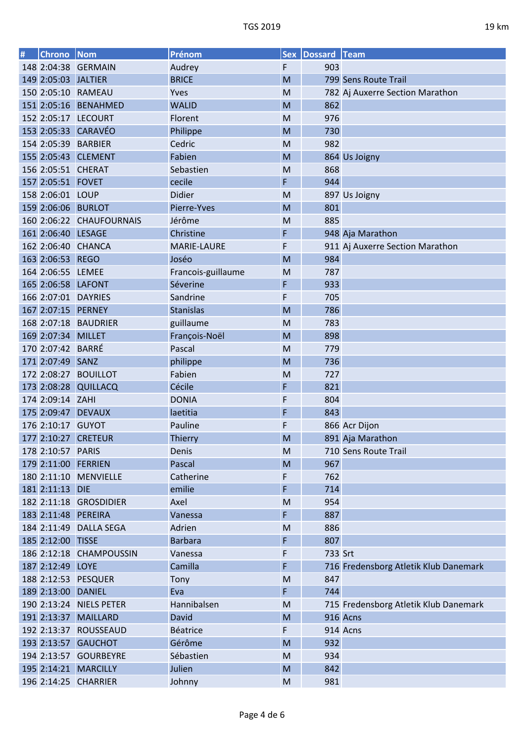| # | Chrono | Nom | Prénom | Sex | Dossard | Team |
|---|---|---|---|---|---|---|
| 148 | 2:04:38 | GERMAIN | Audrey | F | 903 | |
| 149 | 2:05:03 | JALTIER | BRICE | M | 799 | Sens Route Trail |
| 150 | 2:05:10 | RAMEAU | Yves | M | 782 | Aj Auxerre Section Marathon |
| 151 | 2:05:16 | BENAHMED | WALID | M | 862 | |
| 152 | 2:05:17 | LECOURT | Florent | M | 976 | |
| 153 | 2:05:33 | CARAVÉO | Philippe | M | 730 | |
| 154 | 2:05:39 | BARBIER | Cedric | M | 982 | |
| 155 | 2:05:43 | CLEMENT | Fabien | M | 864 | Us Joigny |
| 156 | 2:05:51 | CHERAT | Sebastien | M | 868 | |
| 157 | 2:05:51 | FOVET | cecile | F | 944 | |
| 158 | 2:06:01 | LOUP | Didier | M | 897 | Us Joigny |
| 159 | 2:06:06 | BURLOT | Pierre-Yves | M | 801 | |
| 160 | 2:06:22 | CHAUFOURNAIS | Jérôme | M | 885 | |
| 161 | 2:06:40 | LESAGE | Christine | F | 948 | Aja Marathon |
| 162 | 2:06:40 | CHANCA | MARIE-LAURE | F | 911 | Aj Auxerre Section Marathon |
| 163 | 2:06:53 | REGO | Joséo | M | 984 | |
| 164 | 2:06:55 | LEMEE | Francois-guillaume | M | 787 | |
| 165 | 2:06:58 | LAFONT | Séverine | F | 933 | |
| 166 | 2:07:01 | DAYRIES | Sandrine | F | 705 | |
| 167 | 2:07:15 | PERNEY | Stanislas | M | 786 | |
| 168 | 2:07:18 | BAUDRIER | guillaume | M | 783 | |
| 169 | 2:07:34 | MILLET | François-Noël | M | 898 | |
| 170 | 2:07:42 | BARRÉ | Pascal | M | 779 | |
| 171 | 2:07:49 | SANZ | philippe | M | 736 | |
| 172 | 2:08:27 | BOUILLOT | Fabien | M | 727 | |
| 173 | 2:08:28 | QUILLACQ | Cécile | F | 821 | |
| 174 | 2:09:14 | ZAHI | DONIA | F | 804 | |
| 175 | 2:09:47 | DEVAUX | laetitia | F | 843 | |
| 176 | 2:10:17 | GUYOT | Pauline | F | 866 | Acr Dijon |
| 177 | 2:10:27 | CRETEUR | Thierry | M | 891 | Aja Marathon |
| 178 | 2:10:57 | PARIS | Denis | M | 710 | Sens Route Trail |
| 179 | 2:11:00 | FERRIEN | Pascal | M | 967 | |
| 180 | 2:11:10 | MENVIELLE | Catherine | F | 762 | |
| 181 | 2:11:13 | DIE | emilie | F | 714 | |
| 182 | 2:11:18 | GROSDIDIER | Axel | M | 954 | |
| 183 | 2:11:48 | PEREIRA | Vanessa | F | 887 | |
| 184 | 2:11:49 | DALLA SEGA | Adrien | M | 886 | |
| 185 | 2:12:00 | TISSE | Barbara | F | 807 | |
| 186 | 2:12:18 | CHAMPOUSSIN | Vanessa | F | 733 | Srt |
| 187 | 2:12:49 | LOYE | Camilla | F | 716 | Fredensborg Atletik Klub Danemark |
| 188 | 2:12:53 | PESQUER | Tony | M | 847 | |
| 189 | 2:13:00 | DANIEL | Eva | F | 744 | |
| 190 | 2:13:24 | NIELS PETER | Hannibalsen | M | 715 | Fredensborg Atletik Klub Danemark |
| 191 | 2:13:37 | MAILLARD | David | M | 916 | Acns |
| 192 | 2:13:37 | ROUSSEAUD | Béatrice | F | 914 | Acns |
| 193 | 2:13:57 | GAUCHOT | Gérôme | M | 932 | |
| 194 | 2:13:57 | GOURBEYRE | Sébastien | M | 934 | |
| 195 | 2:14:21 | MARCILLY | Julien | M | 842 | |
| 196 | 2:14:25 | CHARRIER | Johnny | M | 981 | |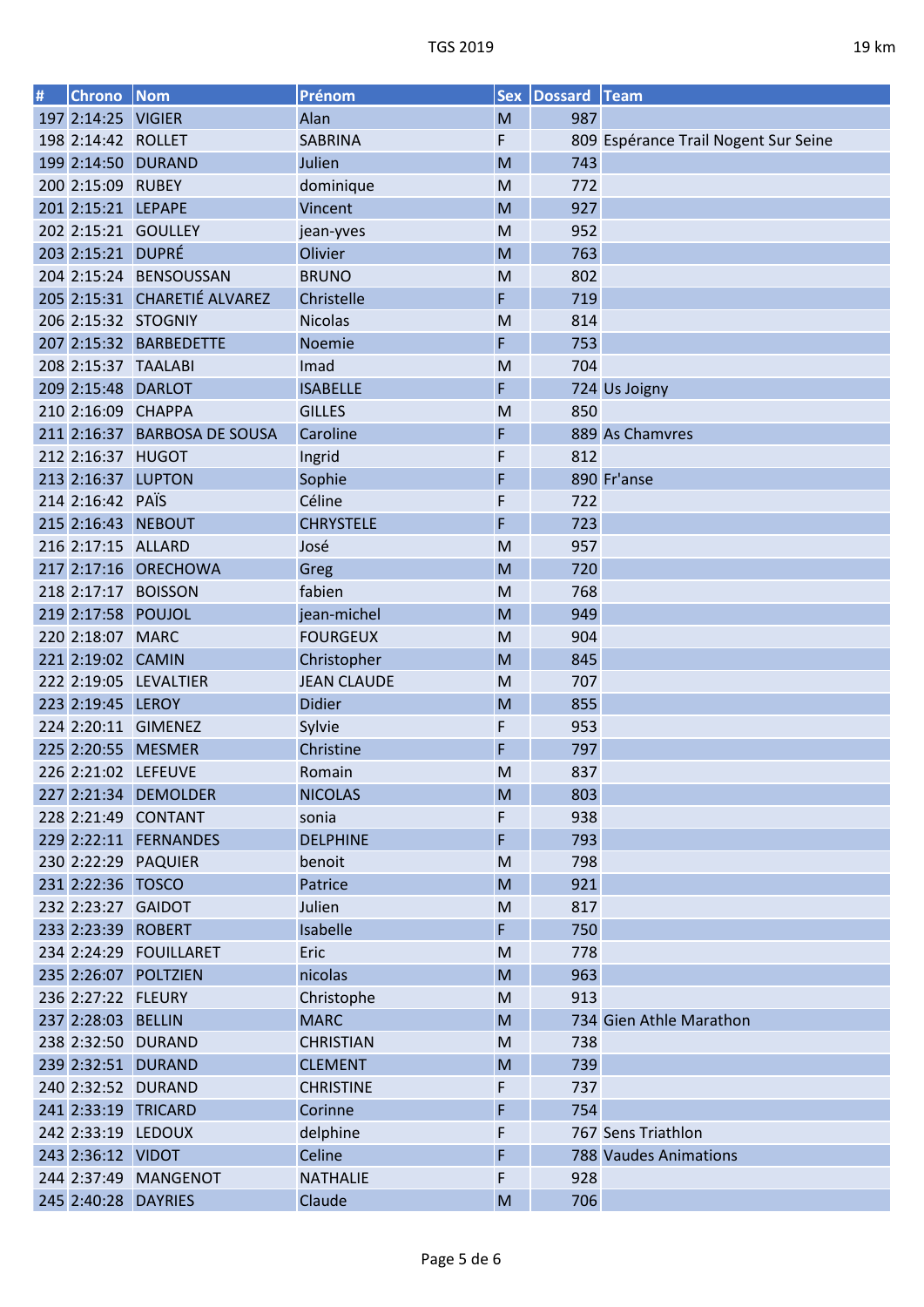| # | Chrono | Nom | Prénom | Sex | Dossard | Team |
|---|---|---|---|---|---|---|
| 197 | 2:14:25 | VIGIER | Alan | M | 987 | |
| 198 | 2:14:42 | ROLLET | SABRINA | F | 809 | Espérance Trail Nogent Sur Seine |
| 199 | 2:14:50 | DURAND | Julien | M | 743 | |
| 200 | 2:15:09 | RUBEY | dominique | M | 772 | |
| 201 | 2:15:21 | LEPAPE | Vincent | M | 927 | |
| 202 | 2:15:21 | GOULLEY | jean-yves | M | 952 | |
| 203 | 2:15:21 | DUPRÉ | Olivier | M | 763 | |
| 204 | 2:15:24 | BENSOUSSAN | BRUNO | M | 802 | |
| 205 | 2:15:31 | CHARETIÉ ALVAREZ | Christelle | F | 719 | |
| 206 | 2:15:32 | STOGNIY | Nicolas | M | 814 | |
| 207 | 2:15:32 | BARBEDETTE | Noemie | F | 753 | |
| 208 | 2:15:37 | TAALABI | Imad | M | 704 | |
| 209 | 2:15:48 | DARLOT | ISABELLE | F | 724 | Us Joigny |
| 210 | 2:16:09 | CHAPPA | GILLES | M | 850 | |
| 211 | 2:16:37 | BARBOSA DE SOUSA | Caroline | F | 889 | As Chamvres |
| 212 | 2:16:37 | HUGOT | Ingrid | F | 812 | |
| 213 | 2:16:37 | LUPTON | Sophie | F | 890 | Fr'anse |
| 214 | 2:16:42 | PAÏS | Céline | F | 722 | |
| 215 | 2:16:43 | NEBOUT | CHRYSTELE | F | 723 | |
| 216 | 2:17:15 | ALLARD | José | M | 957 | |
| 217 | 2:17:16 | ORECHOWA | Greg | M | 720 | |
| 218 | 2:17:17 | BOISSON | fabien | M | 768 | |
| 219 | 2:17:58 | POUJOL | jean-michel | M | 949 | |
| 220 | 2:18:07 | MARC | FOURGEUX | M | 904 | |
| 221 | 2:19:02 | CAMIN | Christopher | M | 845 | |
| 222 | 2:19:05 | LEVALTIER | JEAN CLAUDE | M | 707 | |
| 223 | 2:19:45 | LEROY | Didier | M | 855 | |
| 224 | 2:20:11 | GIMENEZ | Sylvie | F | 953 | |
| 225 | 2:20:55 | MESMER | Christine | F | 797 | |
| 226 | 2:21:02 | LEFEUVE | Romain | M | 837 | |
| 227 | 2:21:34 | DEMOLDER | NICOLAS | M | 803 | |
| 228 | 2:21:49 | CONTANT | sonia | F | 938 | |
| 229 | 2:22:11 | FERNANDES | DELPHINE | F | 793 | |
| 230 | 2:22:29 | PAQUIER | benoit | M | 798 | |
| 231 | 2:22:36 | TOSCO | Patrice | M | 921 | |
| 232 | 2:23:27 | GAIDOT | Julien | M | 817 | |
| 233 | 2:23:39 | ROBERT | Isabelle | F | 750 | |
| 234 | 2:24:29 | FOUILLARET | Eric | M | 778 | |
| 235 | 2:26:07 | POLTZIEN | nicolas | M | 963 | |
| 236 | 2:27:22 | FLEURY | Christophe | M | 913 | |
| 237 | 2:28:03 | BELLIN | MARC | M | 734 | Gien Athle Marathon |
| 238 | 2:32:50 | DURAND | CHRISTIAN | M | 738 | |
| 239 | 2:32:51 | DURAND | CLEMENT | M | 739 | |
| 240 | 2:32:52 | DURAND | CHRISTINE | F | 737 | |
| 241 | 2:33:19 | TRICARD | Corinne | F | 754 | |
| 242 | 2:33:19 | LEDOUX | delphine | F | 767 | Sens Triathlon |
| 243 | 2:36:12 | VIDOT | Celine | F | 788 | Vaudes Animations |
| 244 | 2:37:49 | MANGENOT | NATHALIE | F | 928 | |
| 245 | 2:40:28 | DAYRIES | Claude | M | 706 | |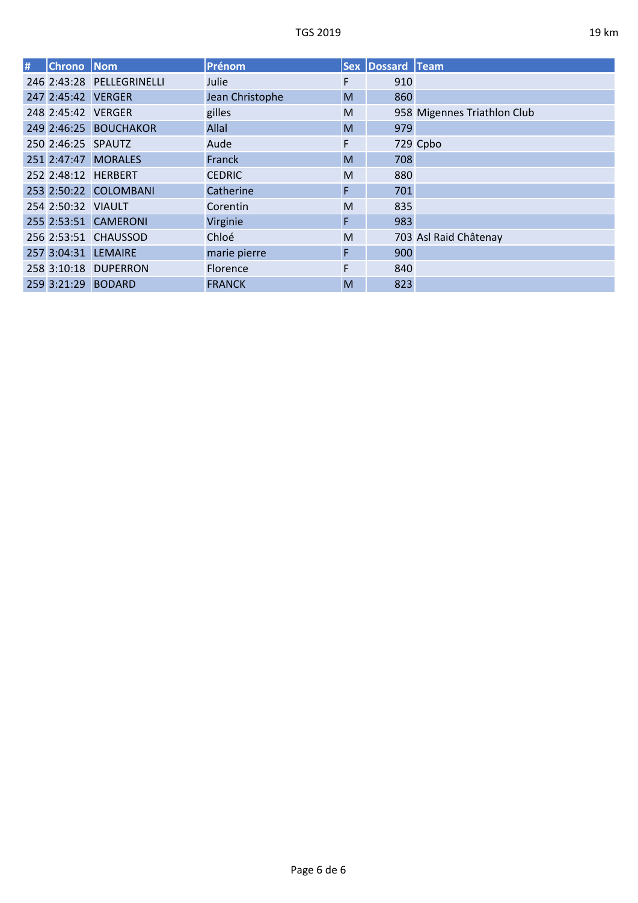| # | Chrono | Nom | Prénom | Sex | Dossard | Team |
|---|---|---|---|---|---|---|
| 246 | 2:43:28 | PELLEGRINELLI | Julie | F | 910 | |
| 247 | 2:45:42 | VERGER | Jean Christophe | M | 860 | |
| 248 | 2:45:42 | VERGER | gilles | M | 958 | Migennes Triathlon Club |
| 249 | 2:46:25 | BOUCHAKOR | Allal | M | 979 | |
| 250 | 2:46:25 | SPAUTZ | Aude | F | 729 | Cpbo |
| 251 | 2:47:47 | MORALES | Franck | M | 708 | |
| 252 | 2:48:12 | HERBERT | CEDRIC | M | 880 | |
| 253 | 2:50:22 | COLOMBANI | Catherine | F | 701 | |
| 254 | 2:50:32 | VIAULT | Corentin | M | 835 | |
| 255 | 2:53:51 | CAMERONI | Virginie | F | 983 | |
| 256 | 2:53:51 | CHAUSSOD | Chloé | M | 703 | Asl Raid Châtenay |
| 257 | 3:04:31 | LEMAIRE | marie pierre | F | 900 | |
| 258 | 3:10:18 | DUPERRON | Florence | F | 840 | |
| 259 | 3:21:29 | BODARD | FRANCK | M | 823 | |